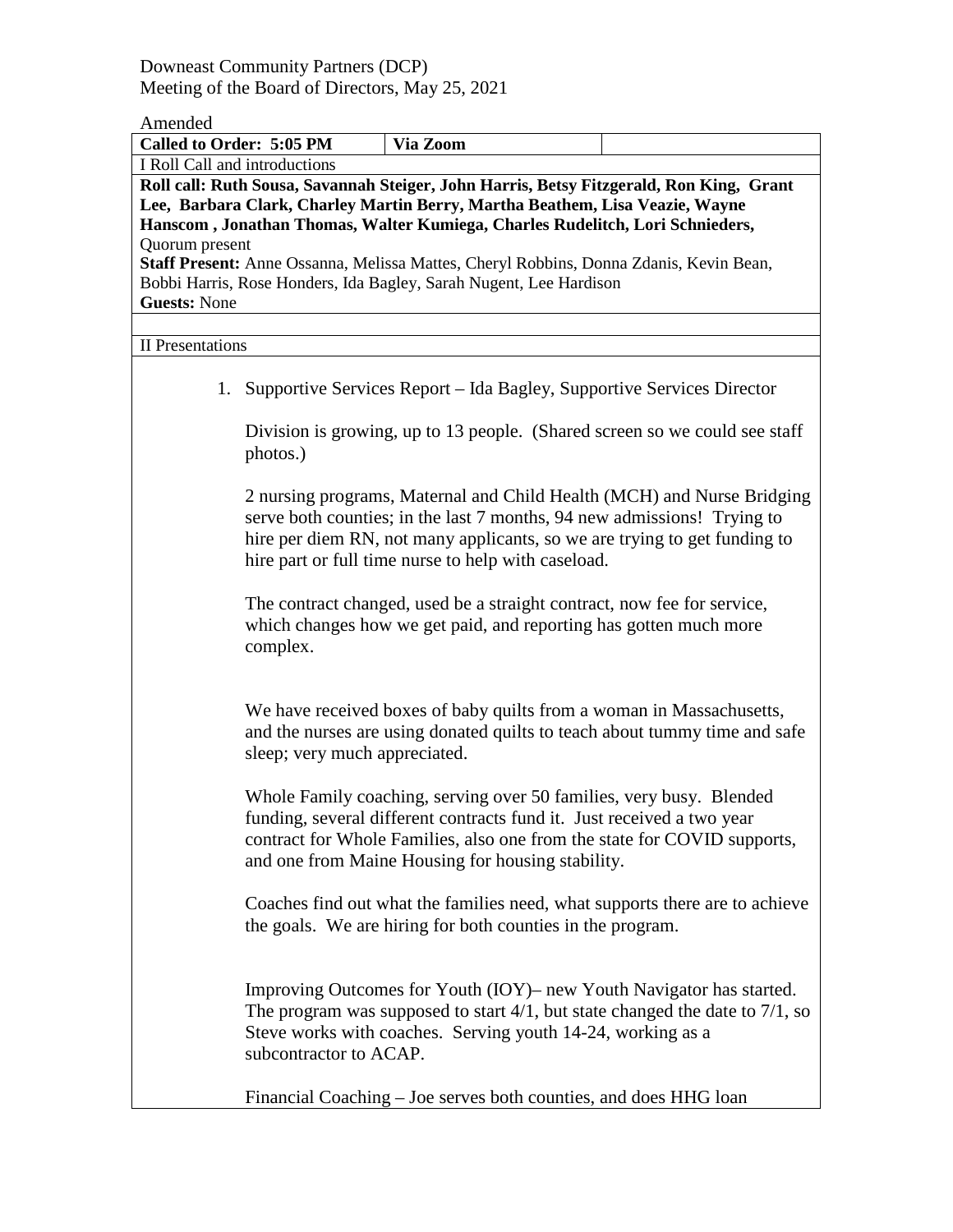Downeast Community Partners (DCP)
Meeting of the Board of Directors, May 25, 2021

Amended

| **Called to Order: 5:05 PM** | **Via Zoom** | |
|---|---|---|
| I Roll Call and introductions | | |
| **Roll call: Ruth Sousa, Savannah Steiger, John Harris, Betsy Fitzgerald, Ron King, Grant Lee, Barbara Clark, Charley Martin Berry, Martha Beathem, Lisa Veazie, Wayne Hanscom , Jonathan Thomas, Walter Kumiega, Charles Rudelitch, Lori Schnieders,** Quorum present **Staff Present:** Anne Ossanna, Melissa Mattes, Cheryl Robbins, Donna Zdanis, Kevin Bean, Bobbi Harris, Rose Honders, Ida Bagley, Sarah Nugent, Lee Hardison **Guests:** None | | |

II Presentations

1. Supportive Services Report – Ida Bagley, Supportive Services Director

   Division is growing, up to 13 people. (Shared screen so we could see staff photos.)

   2 nursing programs, Maternal and Child Health (MCH) and Nurse Bridging serve both counties; in the last 7 months, 94 new admissions! Trying to hire per diem RN, not many applicants, so we are trying to get funding to hire part or full time nurse to help with caseload.

   The contract changed, used be a straight contract, now fee for service, which changes how we get paid, and reporting has gotten much more complex.

   We have received boxes of baby quilts from a woman in Massachusetts, and the nurses are using donated quilts to teach about tummy time and safe sleep; very much appreciated.

   Whole Family coaching, serving over 50 families, very busy. Blended funding, several different contracts fund it. Just received a two year contract for Whole Families, also one from the state for COVID supports, and one from Maine Housing for housing stability.

   Coaches find out what the families need, what supports there are to achieve the goals. We are hiring for both counties in the program.

   Improving Outcomes for Youth (IOY)– new Youth Navigator has started. The program was supposed to start 4/1, but state changed the date to 7/1, so Steve works with coaches. Serving youth 14-24, working as a subcontractor to ACAP.

   Financial Coaching – Joe serves both counties, and does HHG loan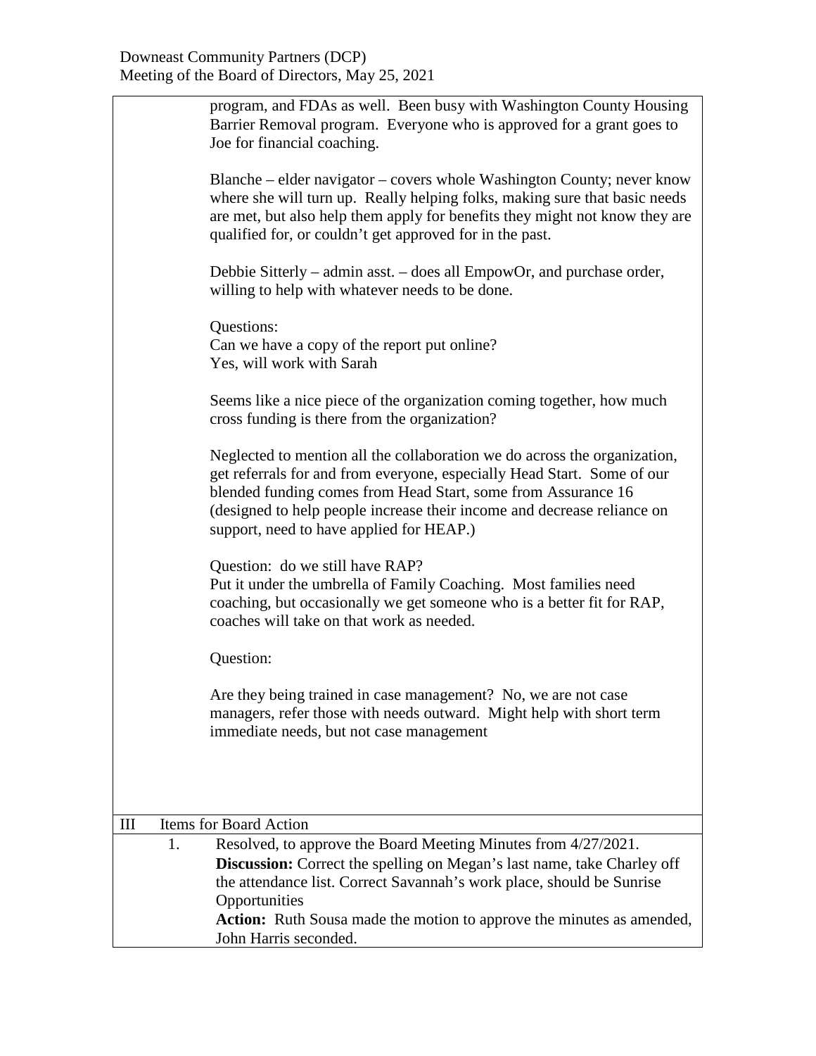program, and FDAs as well. Been busy with Washington County Housing Barrier Removal program. Everyone who is approved for a grant goes to Joe for financial coaching.

Blanche – elder navigator – covers whole Washington County; never know where she will turn up. Really helping folks, making sure that basic needs are met, but also help them apply for benefits they might not know they are qualified for, or couldn't get approved for in the past.

Debbie Sitterly – admin asst. – does all EmpowOr, and purchase order, willing to help with whatever needs to be done.

Questions:
Can we have a copy of the report put online?
Yes, will work with Sarah

Seems like a nice piece of the organization coming together, how much cross funding is there from the organization?

Neglected to mention all the collaboration we do across the organization, get referrals for and from everyone, especially Head Start. Some of our blended funding comes from Head Start, some from Assurance 16 (designed to help people increase their income and decrease reliance on support, need to have applied for HEAP.)

Question: do we still have RAP?
Put it under the umbrella of Family Coaching. Most families need coaching, but occasionally we get someone who is a better fit for RAP, coaches will take on that work as needed.

Question:

Are they being trained in case management? No, we are not case managers, refer those with needs outward. Might help with short term immediate needs, but not case management

## III Items for Board Action

1. Resolved, to approve the Board Meeting Minutes from 4/27/2021.
   **Discussion:** Correct the spelling on Megan's last name, take Charley off the attendance list. Correct Savannah's work place, should be Sunrise Opportunities
   **Action:** Ruth Sousa made the motion to approve the minutes as amended, John Harris seconded.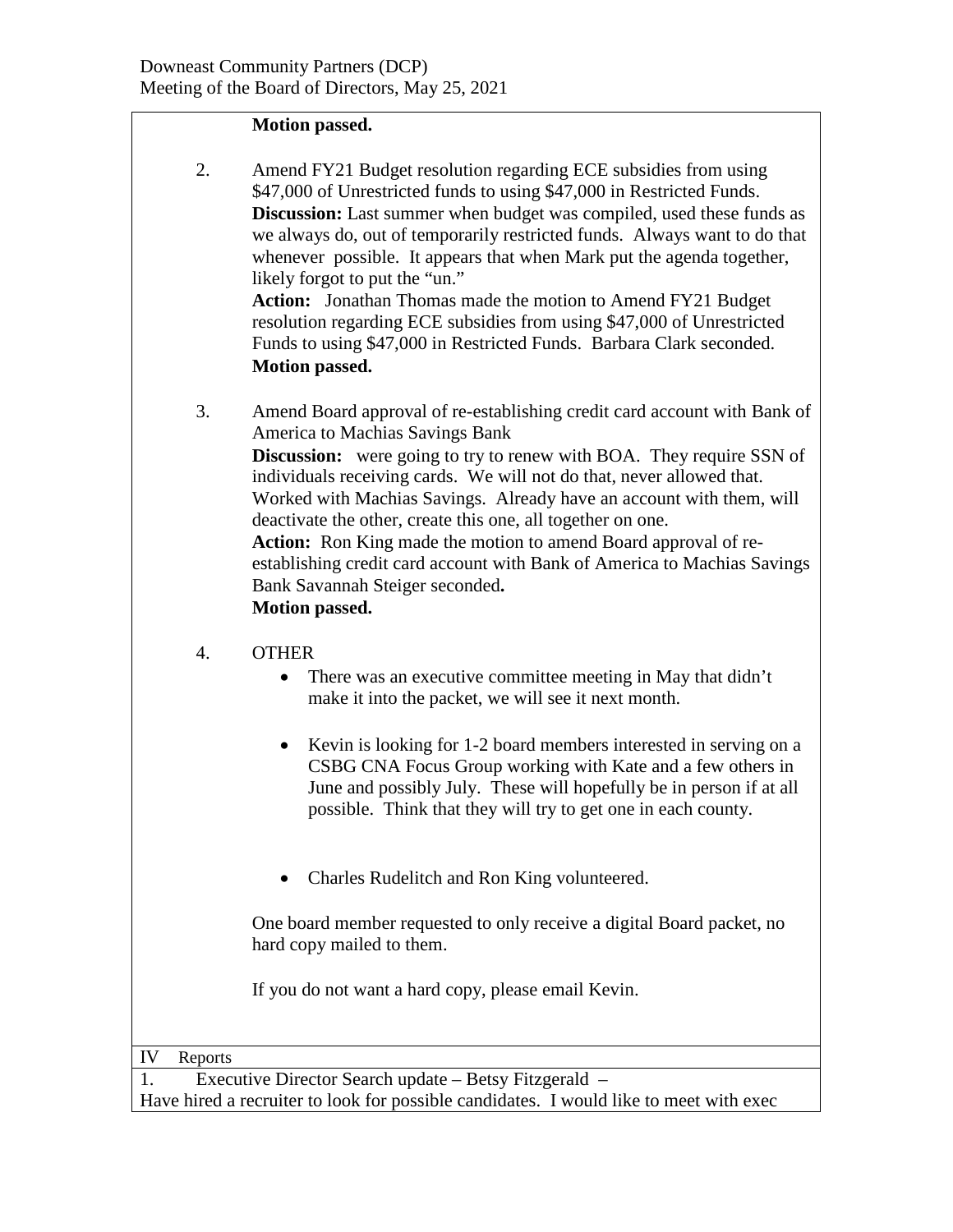**Motion passed.**

2. Amend FY21 Budget resolution regarding ECE subsidies from using $47,000 of Unrestricted funds to using $47,000 in Restricted Funds.
   **Discussion:** Last summer when budget was compiled, used these funds as we always do, out of temporarily restricted funds. Always want to do that whenever possible. It appears that when Mark put the agenda together, likely forgot to put the "un."
   **Action:** Jonathan Thomas made the motion to Amend FY21 Budget resolution regarding ECE subsidies from using $47,000 of Unrestricted Funds to using $47,000 in Restricted Funds. Barbara Clark seconded.
   **Motion passed.**

3. Amend Board approval of re-establishing credit card account with Bank of America to Machias Savings Bank
   **Discussion:** were going to try to renew with BOA. They require SSN of individuals receiving cards. We will not do that, never allowed that. Worked with Machias Savings. Already have an account with them, will deactivate the other, create this one, all together on one.
   **Action:** Ron King made the motion to amend Board approval of re-establishing credit card account with Bank of America to Machias Savings Bank Savannah Steiger seconded.
   **Motion passed.**

4. OTHER
   - There was an executive committee meeting in May that didn't make it into the packet, we will see it next month.
   - Kevin is looking for 1-2 board members interested in serving on a CSBG CNA Focus Group working with Kate and a few others in June and possibly July. These will hopefully be in person if at all possible. Think that they will try to get one in each county.
   - Charles Rudelitch and Ron King volunteered.

   One board member requested to only receive a digital Board packet, no hard copy mailed to them.

   If you do not want a hard copy, please email Kevin.

IV Reports

1. Executive Director Search update – Betsy Fitzgerald –
Have hired a recruiter to look for possible candidates. I would like to meet with exec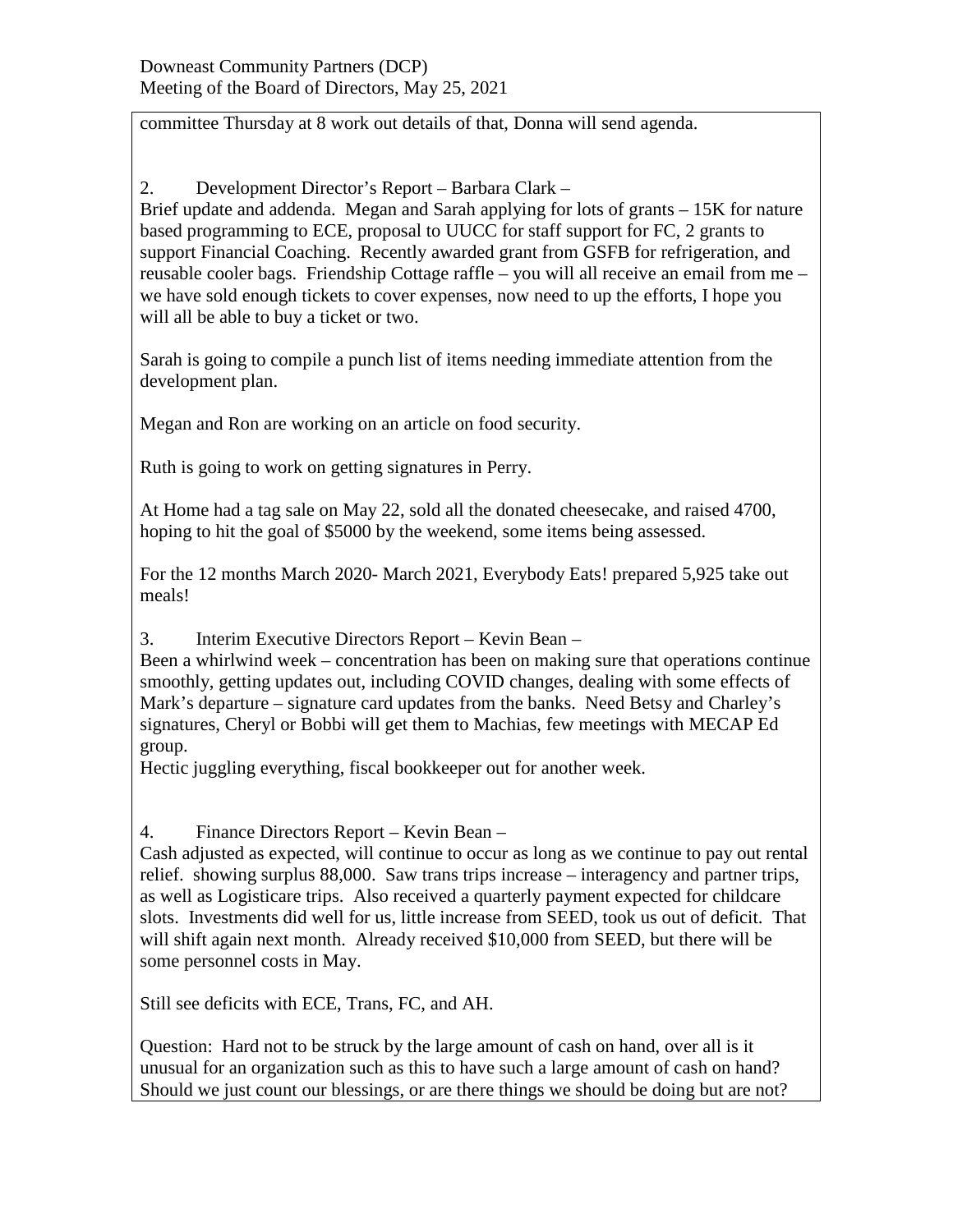committee Thursday at 8 work out details of that, Donna will send agenda.

2. Development Director's Report – Barbara Clark –

Brief update and addenda. Megan and Sarah applying for lots of grants – 15K for nature based programming to ECE, proposal to UUCC for staff support for FC, 2 grants to support Financial Coaching. Recently awarded grant from GSFB for refrigeration, and reusable cooler bags. Friendship Cottage raffle – you will all receive an email from me – we have sold enough tickets to cover expenses, now need to up the efforts, I hope you will all be able to buy a ticket or two.

Sarah is going to compile a punch list of items needing immediate attention from the development plan.

Megan and Ron are working on an article on food security.

Ruth is going to work on getting signatures in Perry.

At Home had a tag sale on May 22, sold all the donated cheesecake, and raised 4700, hoping to hit the goal of $5000 by the weekend, some items being assessed.

For the 12 months March 2020- March 2021, Everybody Eats! prepared 5,925 take out meals!

3. Interim Executive Directors Report – Kevin Bean –

Been a whirlwind week – concentration has been on making sure that operations continue smoothly, getting updates out, including COVID changes, dealing with some effects of Mark's departure – signature card updates from the banks. Need Betsy and Charley's signatures, Cheryl or Bobbi will get them to Machias, few meetings with MECAP Ed group.

Hectic juggling everything, fiscal bookkeeper out for another week.

4. Finance Directors Report – Kevin Bean –

Cash adjusted as expected, will continue to occur as long as we continue to pay out rental relief. showing surplus 88,000. Saw trans trips increase – interagency and partner trips, as well as Logisticare trips. Also received a quarterly payment expected for childcare slots. Investments did well for us, little increase from SEED, took us out of deficit. That will shift again next month. Already received $10,000 from SEED, but there will be some personnel costs in May.

Still see deficits with ECE, Trans, FC, and AH.

Question: Hard not to be struck by the large amount of cash on hand, over all is it unusual for an organization such as this to have such a large amount of cash on hand? Should we just count our blessings, or are there things we should be doing but are not?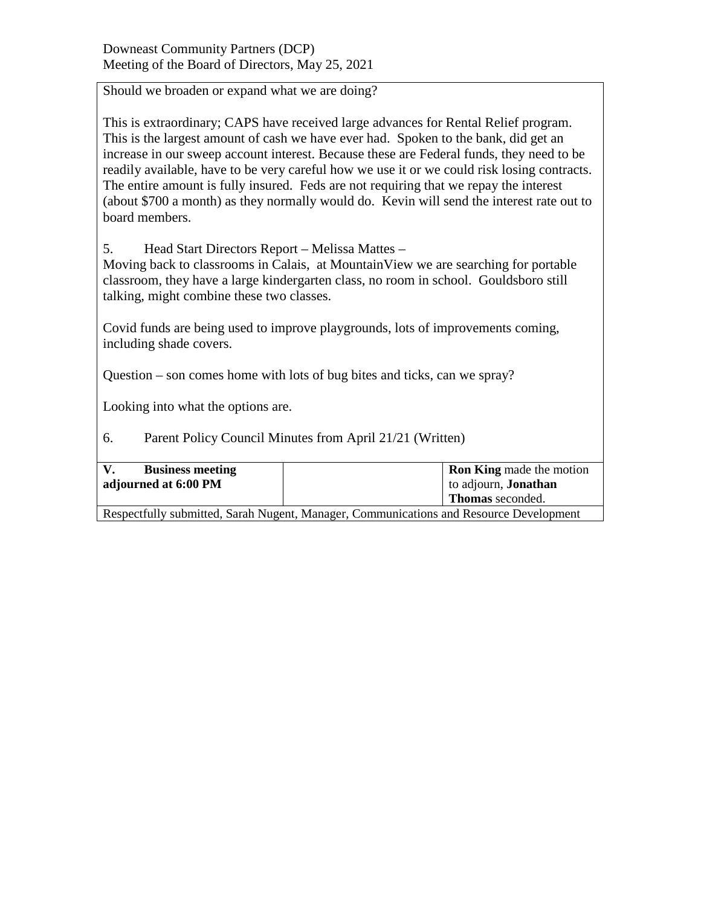Downeast Community Partners (DCP)
Meeting of the Board of Directors, May 25, 2021

Should we broaden or expand what we are doing?

This is extraordinary; CAPS have received large advances for Rental Relief program. This is the largest amount of cash we have ever had. Spoken to the bank, did get an increase in our sweep account interest. Because these are Federal funds, they need to be readily available, have to be very careful how we use it or we could risk losing contracts. The entire amount is fully insured. Feds are not requiring that we repay the interest (about $700 a month) as they normally would do. Kevin will send the interest rate out to board members.

5. Head Start Directors Report – Melissa Mattes –
Moving back to classrooms in Calais, at MountainView we are searching for portable classroom, they have a large kindergarten class, no room in school. Gouldsboro still talking, might combine these two classes.

Covid funds are being used to improve playgrounds, lots of improvements coming, including shade covers.

Question – son comes home with lots of bug bites and ticks, can we spray?

Looking into what the options are.

6. Parent Policy Council Minutes from April 21/21 (Written)

| | | |
|---|---|---|
| **V. Business meeting adjourned at 6:00 PM** | | **Ron King** made the motion to adjourn, **Jonathan Thomas** seconded. |

Respectfully submitted, Sarah Nugent, Manager, Communications and Resource Development